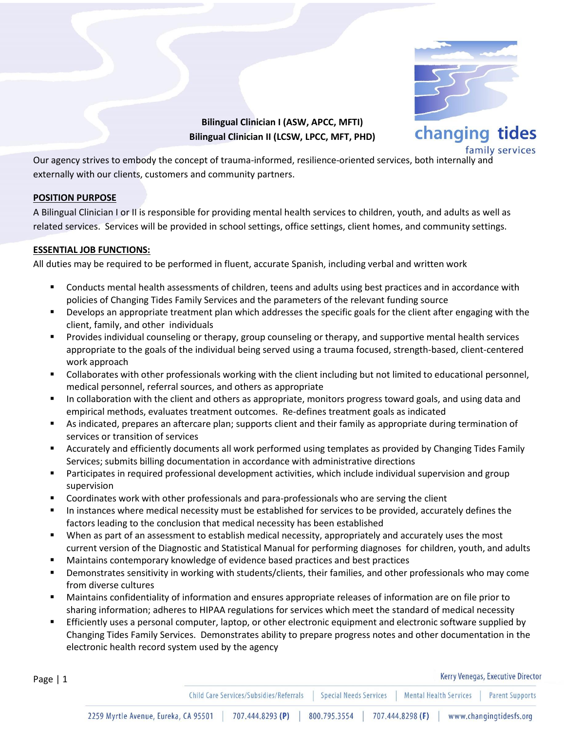**Bilingual Clinician I (ASW, APCC, MFTI)**
**Bilingual Clinician II (LCSW, LPCC, MFT, PHD)**

Our agency strives to embody the concept of trauma-informed, resilience-oriented services, both internally and externally with our clients, customers and community partners.

## POSITION PURPOSE

A Bilingual Clinician I or II is responsible for providing mental health services to children, youth, and adults as well as related services. Services will be provided in school settings, office settings, client homes, and community settings.

## ESSENTIAL JOB FUNCTIONS:

All duties may be required to be performed in fluent, accurate Spanish, including verbal and written work

- Conducts mental health assessments of children, teens and adults using best practices and in accordance with policies of Changing Tides Family Services and the parameters of the relevant funding source
- Develops an appropriate treatment plan which addresses the specific goals for the client after engaging with the client, family, and other individuals
- Provides individual counseling or therapy, group counseling or therapy, and supportive mental health services appropriate to the goals of the individual being served using a trauma focused, strength-based, client-centered work approach
- Collaborates with other professionals working with the client including but not limited to educational personnel, medical personnel, referral sources, and others as appropriate
- In collaboration with the client and others as appropriate, monitors progress toward goals, and using data and empirical methods, evaluates treatment outcomes. Re-defines treatment goals as indicated
- As indicated, prepares an aftercare plan; supports client and their family as appropriate during termination of services or transition of services
- Accurately and efficiently documents all work performed using templates as provided by Changing Tides Family Services; submits billing documentation in accordance with administrative directions
- Participates in required professional development activities, which include individual supervision and group supervision
- Coordinates work with other professionals and para-professionals who are serving the client
- In instances where medical necessity must be established for services to be provided, accurately defines the factors leading to the conclusion that medical necessity has been established
- When as part of an assessment to establish medical necessity, appropriately and accurately uses the most current version of the Diagnostic and Statistical Manual for performing diagnoses for children, youth, and adults
- Maintains contemporary knowledge of evidence based practices and best practices
- Demonstrates sensitivity in working with students/clients, their families, and other professionals who may come from diverse cultures
- Maintains confidentiality of information and ensures appropriate releases of information are on file prior to sharing information; adheres to HIPAA regulations for services which meet the standard of medical necessity
- Efficiently uses a personal computer, laptop, or other electronic equipment and electronic software supplied by Changing Tides Family Services. Demonstrates ability to prepare progress notes and other documentation in the electronic health record system used by the agency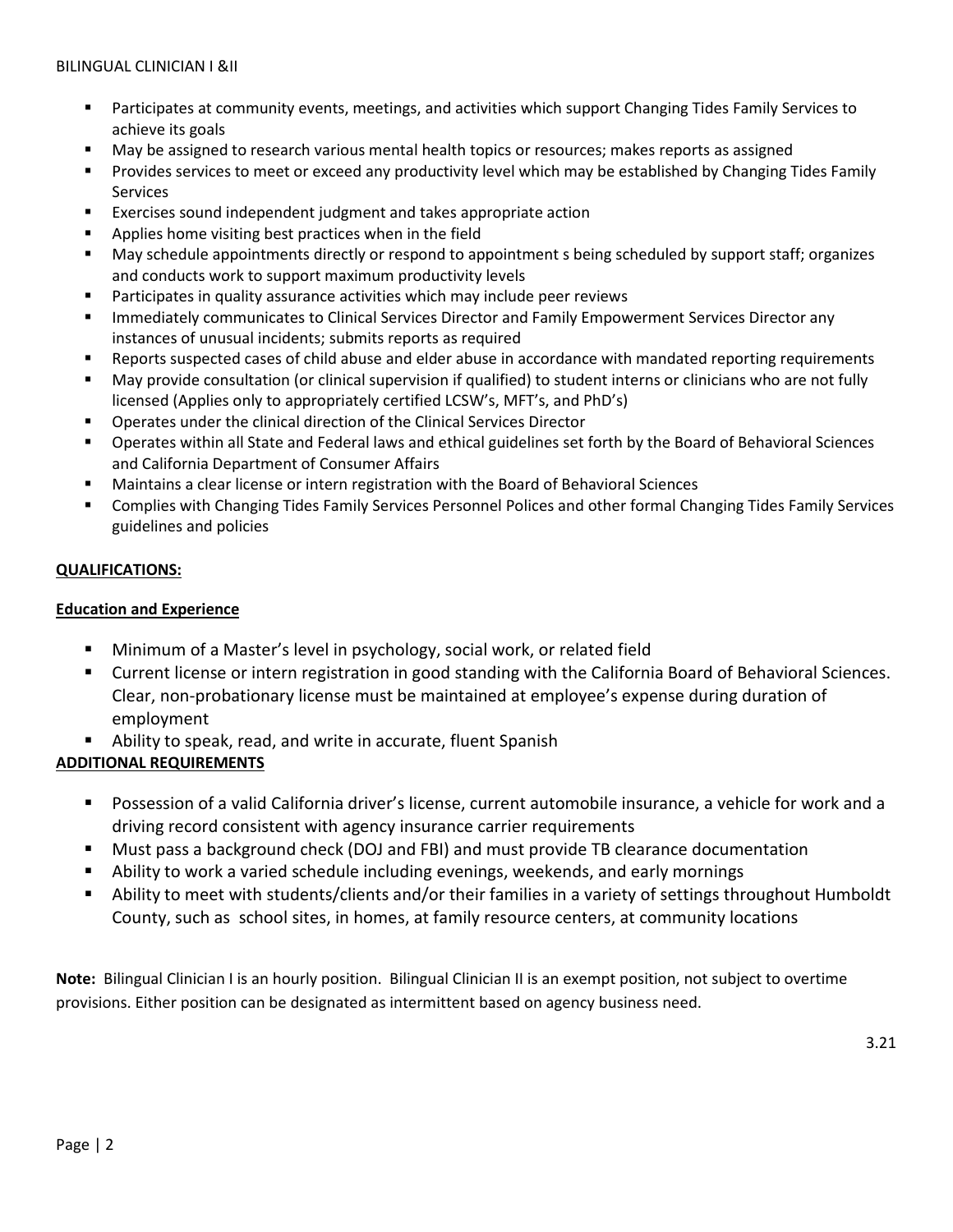- Participates at community events, meetings, and activities which support Changing Tides Family Services to achieve its goals
- May be assigned to research various mental health topics or resources; makes reports as assigned
- Provides services to meet or exceed any productivity level which may be established by Changing Tides Family Services
- Exercises sound independent judgment and takes appropriate action
- Applies home visiting best practices when in the field
- May schedule appointments directly or respond to appointment s being scheduled by support staff; organizes and conducts work to support maximum productivity levels
- Participates in quality assurance activities which may include peer reviews
- Immediately communicates to Clinical Services Director and Family Empowerment Services Director any instances of unusual incidents; submits reports as required
- Reports suspected cases of child abuse and elder abuse in accordance with mandated reporting requirements
- May provide consultation (or clinical supervision if qualified) to student interns or clinicians who are not fully licensed (Applies only to appropriately certified LCSW's, MFT's, and PhD's)
- Operates under the clinical direction of the Clinical Services Director
- Operates within all State and Federal laws and ethical guidelines set forth by the Board of Behavioral Sciences and California Department of Consumer Affairs
- Maintains a clear license or intern registration with the Board of Behavioral Sciences
- Complies with Changing Tides Family Services Personnel Polices and other formal Changing Tides Family Services guidelines and policies

## QUALIFICATIONS:

### Education and Experience

- Minimum of a Master's level in psychology, social work, or related field
- Current license or intern registration in good standing with the California Board of Behavioral Sciences. Clear, non-probationary license must be maintained at employee's expense during duration of employment
- Ability to speak, read, and write in accurate, fluent Spanish

### ADDITIONAL REQUIREMENTS

- Possession of a valid California driver's license, current automobile insurance, a vehicle for work and a driving record consistent with agency insurance carrier requirements
- Must pass a background check (DOJ and FBI) and must provide TB clearance documentation
- Ability to work a varied schedule including evenings, weekends, and early mornings
- Ability to meet with students/clients and/or their families in a variety of settings throughout Humboldt County, such as school sites, in homes, at family resource centers, at community locations

**Note:** Bilingual Clinician I is an hourly position. Bilingual Clinician II is an exempt position, not subject to overtime provisions. Either position can be designated as intermittent based on agency business need.

3.21